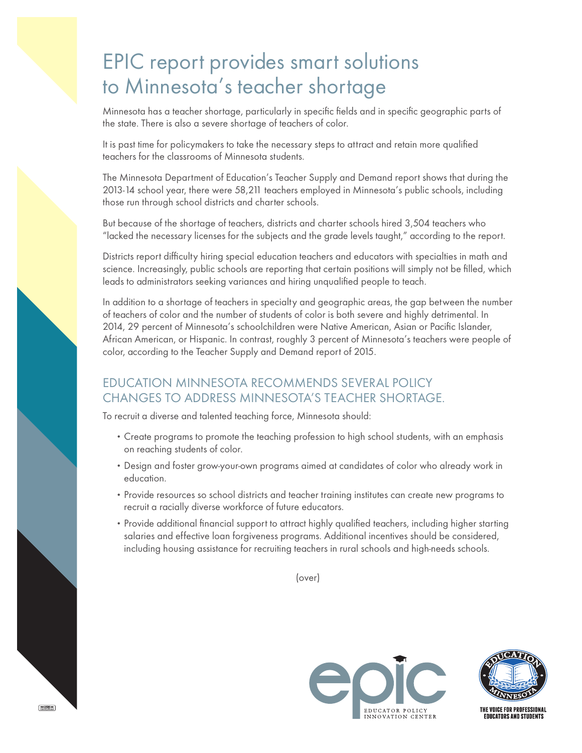# EPIC report provides smart solutions to Minnesota's teacher shortage

Minnesota has a teacher shortage, particularly in specific fields and in specific geographic parts of the state. There is also a severe shortage of teachers of color.

It is past time for policymakers to take the necessary steps to attract and retain more qualified teachers for the classrooms of Minnesota students.

The Minnesota Department of Education's Teacher Supply and Demand report shows that during the 2013-14 school year, there were 58,211 teachers employed in Minnesota's public schools, including those run through school districts and charter schools.

But because of the shortage of teachers, districts and charter schools hired 3,504 teachers who "lacked the necessary licenses for the subjects and the grade levels taught," according to the report.

Districts report difficulty hiring special education teachers and educators with specialties in math and science. Increasingly, public schools are reporting that certain positions will simply not be filled, which leads to administrators seeking variances and hiring unqualified people to teach.

In addition to a shortage of teachers in specialty and geographic areas, the gap between the number of teachers of color and the number of students of color is both severe and highly detrimental. In 2014, 29 percent of Minnesota's schoolchildren were Native American, Asian or Pacific Islander, African American, or Hispanic. In contrast, roughly 3 percent of Minnesota's teachers were people of color, according to the Teacher Supply and Demand report of 2015.

## EDUCATION MINNESOTA RECOMMENDS SEVERAL POLICY CHANGES TO ADDRESS MINNESOTA'S TEACHER SHORTAGE.

To recruit a diverse and talented teaching force, Minnesota should:

- Create programs to promote the teaching profession to high school students, with an emphasis on reaching students of color.
- Design and foster grow-your-own programs aimed at candidates of color who already work in education.
- Provide resources so school districts and teacher training institutes can create new programs to recruit a racially diverse workforce of future educators.
- Provide additional financial support to attract highly qualified teachers, including higher starting salaries and effective loan forgiveness programs. Additional incentives should be considered, including housing assistance for recruiting teachers in rural schools and high-needs schools.

(over)

epic EDUCATOR POLICY INNOVATION CENTER

EDUCATION MINNESOTA — THE VOICE FOR PROFESSIONAL EDUCATORS AND STUDENTS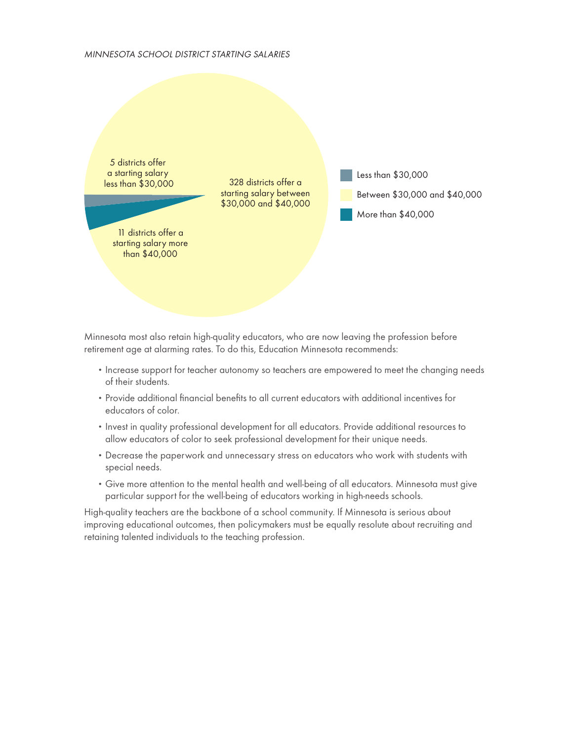*MINNESOTA SCHOOL DISTRICT STARTING SALARIES*

5 districts offer a starting salary less than $30,000

328 districts offer a starting salary between $30,000 and $40,000

11 districts offer a starting salary more than $40,000

Less than $30,000

Between $30,000 and $40,000

More than $40,000

Minnesota most also retain high-quality educators, who are now leaving the profession before retirement age at alarming rates. To do this, Education Minnesota recommends:

- Increase support for teacher autonomy so teachers are empowered to meet the changing needs of their students.
- Provide additional financial benefits to all current educators with additional incentives for educators of color.
- Invest in quality professional development for all educators. Provide additional resources to allow educators of color to seek professional development for their unique needs.
- Decrease the paperwork and unnecessary stress on educators who work with students with special needs.
- Give more attention to the mental health and well-being of all educators. Minnesota must give particular support for the well-being of educators working in high-needs schools.

High-quality teachers are the backbone of a school community. If Minnesota is serious about improving educational outcomes, then policymakers must be equally resolute about recruiting and retaining talented individuals to the teaching profession.